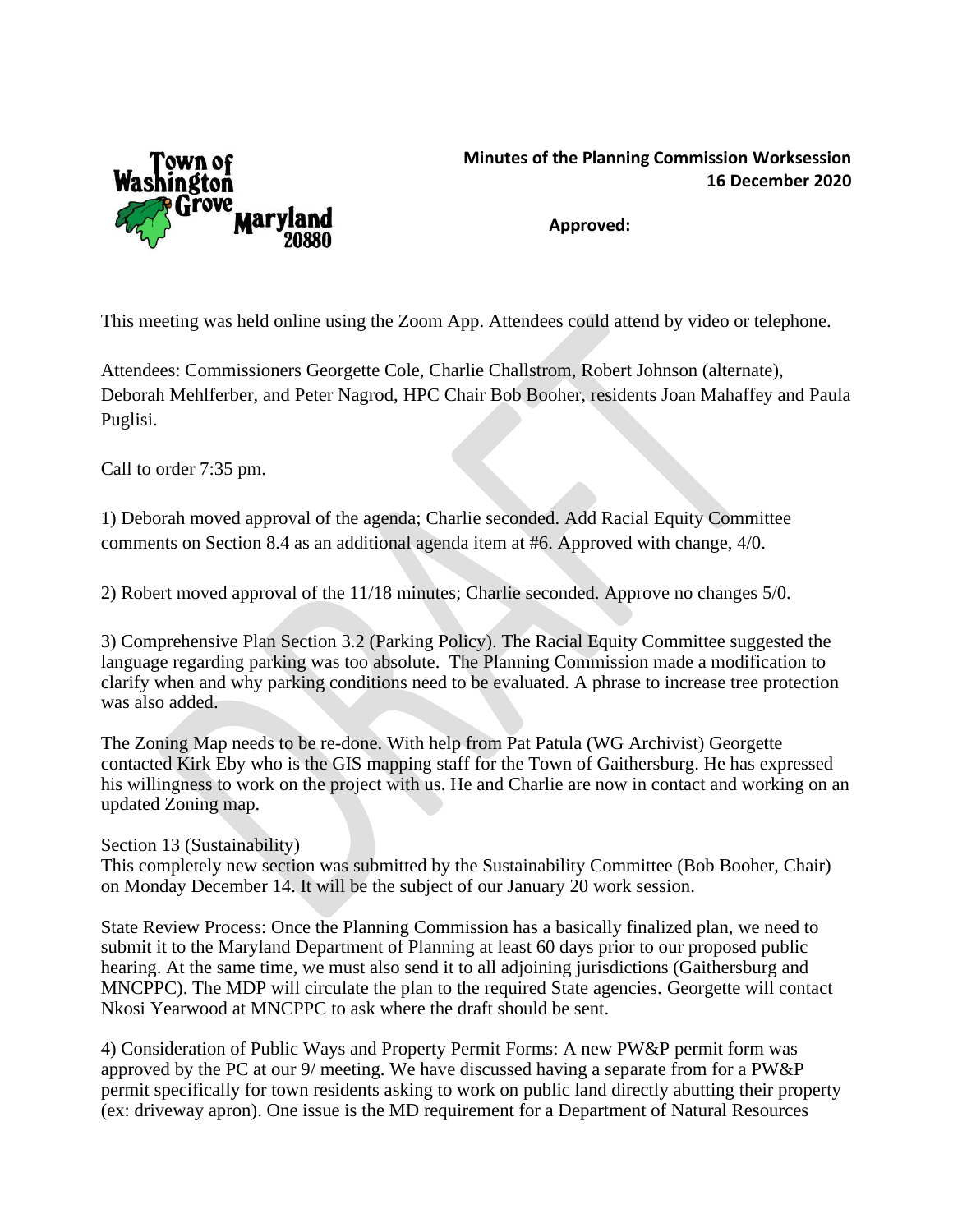**Minutes of the Planning Commission Worksession**
**16 December 2020**

**Approved:**

This meeting was held online using the Zoom App. Attendees could attend by video or telephone.

Attendees: Commissioners Georgette Cole, Charlie Challstrom, Robert Johnson (alternate), Deborah Mehlferber, and Peter Nagrod, HPC Chair Bob Booher, residents Joan Mahaffey and Paula Puglisi.

Call to order 7:35 pm.

1) Deborah moved approval of the agenda; Charlie seconded. Add Racial Equity Committee comments on Section 8.4 as an additional agenda item at #6. Approved with change, 4/0.

2) Robert moved approval of the 11/18 minutes; Charlie seconded. Approve no changes 5/0.

3) Comprehensive Plan Section 3.2 (Parking Policy). The Racial Equity Committee suggested the language regarding parking was too absolute. The Planning Commission made a modification to clarify when and why parking conditions need to be evaluated. A phrase to increase tree protection was also added.

The Zoning Map needs to be re-done. With help from Pat Patula (WG Archivist) Georgette contacted Kirk Eby who is the GIS mapping staff for the Town of Gaithersburg. He has expressed his willingness to work on the project with us. He and Charlie are now in contact and working on an updated Zoning map.

Section 13 (Sustainability)
This completely new section was submitted by the Sustainability Committee (Bob Booher, Chair) on Monday December 14. It will be the subject of our January 20 work session.

State Review Process: Once the Planning Commission has a basically finalized plan, we need to submit it to the Maryland Department of Planning at least 60 days prior to our proposed public hearing. At the same time, we must also send it to all adjoining jurisdictions (Gaithersburg and MNCPPC). The MDP will circulate the plan to the required State agencies. Georgette will contact Nkosi Yearwood at MNCPPC to ask where the draft should be sent.

4) Consideration of Public Ways and Property Permit Forms: A new PW&P permit form was approved by the PC at our 9/ meeting. We have discussed having a separate from for a PW&P permit specifically for town residents asking to work on public land directly abutting their property (ex: driveway apron). One issue is the MD requirement for a Department of Natural Resources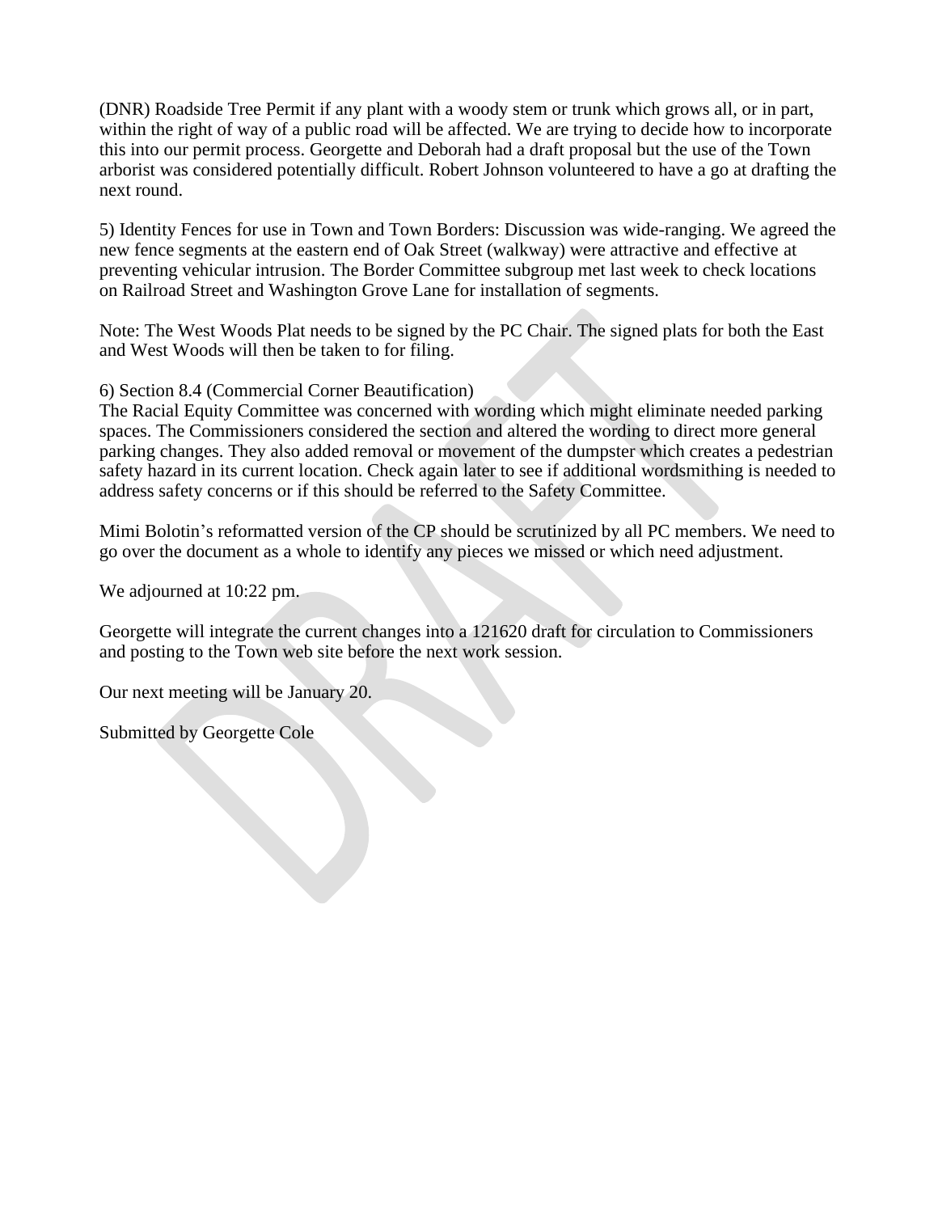(DNR) Roadside Tree Permit if any plant with a woody stem or trunk which grows all, or in part, within the right of way of a public road will be affected. We are trying to decide how to incorporate this into our permit process. Georgette and Deborah had a draft proposal but the use of the Town arborist was considered potentially difficult. Robert Johnson volunteered to have a go at drafting the next round.

5) Identity Fences for use in Town and Town Borders: Discussion was wide-ranging. We agreed the new fence segments at the eastern end of Oak Street (walkway) were attractive and effective at preventing vehicular intrusion. The Border Committee subgroup met last week to check locations on Railroad Street and Washington Grove Lane for installation of segments.

Note: The West Woods Plat needs to be signed by the PC Chair. The signed plats for both the East and West Woods will then be taken to for filing.

6) Section 8.4 (Commercial Corner Beautification)
The Racial Equity Committee was concerned with wording which might eliminate needed parking spaces. The Commissioners considered the section and altered the wording to direct more general parking changes. They also added removal or movement of the dumpster which creates a pedestrian safety hazard in its current location. Check again later to see if additional wordsmithing is needed to address safety concerns or if this should be referred to the Safety Committee.

Mimi Bolotin's reformatted version of the CP should be scrutinized by all PC members. We need to go over the document as a whole to identify any pieces we missed or which need adjustment.

We adjourned at 10:22 pm.

Georgette will integrate the current changes into a 121620 draft for circulation to Commissioners and posting to the Town web site before the next work session.

Our next meeting will be January 20.

Submitted by Georgette Cole